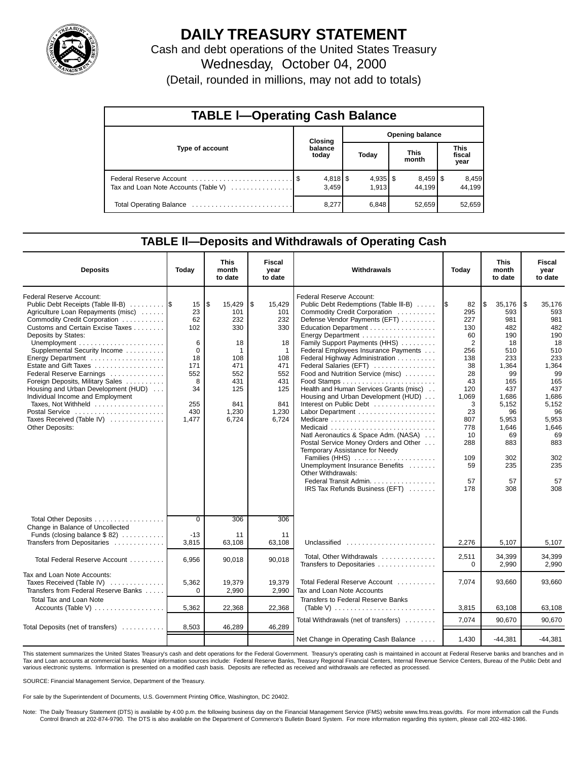# DAILY TREASURY STATEMENT

Cash and debt operations of the United States Treasury

Wednesday, October 04, 2000

(Detail, rounded in millions, may not add to totals)

## TABLE I—Operating Cash Balance

| Type of account | Closing balance today | Opening balance Today | Opening balance This month | Opening balance This fiscal year |
|---|---|---|---|---|
| Federal Reserve Account | $ 4,818 | $ 4,935 | $ 8,459 | $ 8,459 |
| Tax and Loan Note Accounts (Table V) | 3,459 | 1,913 | 44,199 | 44,199 |
| Total Operating Balance | 8,277 | 6,848 | 52,659 | 52,659 |

## TABLE II—Deposits and Withdrawals of Operating Cash

| Deposits | Today | This month to date | Fiscal year to date |
|---|---|---|---|
| Federal Reserve Account: | | | |
| Public Debt Receipts (Table III-B) | $ 15 | $ 15,429 | $ 15,429 |
| Agriculture Loan Repayments (misc) | 23 | 101 | 101 |
| Commodity Credit Corporation | 62 | 232 | 232 |
| Customs and Certain Excise Taxes | 102 | 330 | 330 |
| Deposits by States: | | | |
| Unemployment | 6 | 18 | 18 |
| Supplemental Security Income | 0 | 1 | 1 |
| Energy Department | 18 | 108 | 108 |
| Estate and Gift Taxes | 171 | 471 | 471 |
| Federal Reserve Earnings | 552 | 552 | 552 |
| Foreign Deposits, Military Sales | 8 | 431 | 431 |
| Housing and Urban Development (HUD) | 34 | 125 | 125 |
| Individual Income and Employment Taxes, Not Withheld | 255 | 841 | 841 |
| Postal Service | 430 | 1,230 | 1,230 |
| Taxes Received (Table IV) | 1,477 | 6,724 | 6,724 |
| Other Deposits: | | | |
| Total Other Deposits | 0 | 306 | 306 |
| Change in Balance of Uncollected Funds (closing balance $ 82) | -13 | 11 | 11 |
| Transfers from Depositaries | 3,815 | 63,108 | 63,108 |
| Total Federal Reserve Account | 6,956 | 90,018 | 90,018 |
| Tax and Loan Note Accounts: | | | |
| Taxes Received (Table IV) | 5,362 | 19,379 | 19,379 |
| Transfers from Federal Reserve Banks | 0 | 2,990 | 2,990 |
| Total Tax and Loan Note Accounts (Table V) | 5,362 | 22,368 | 22,368 |
| Total Deposits (net of transfers) | 8,503 | 46,289 | 46,289 |

| Withdrawals | Today | This month to date | Fiscal year to date |
|---|---|---|---|
| Federal Reserve Account: | | | |
| Public Debt Redemptions (Table III-B) | $ 82 | $ 35,176 | $ 35,176 |
| Commodity Credit Corporation | 295 | 593 | 593 |
| Defense Vendor Payments (EFT) | 227 | 981 | 981 |
| Education Department | 130 | 482 | 482 |
| Energy Department | 60 | 190 | 190 |
| Family Support Payments (HHS) | 2 | 18 | 18 |
| Federal Employees Insurance Payments | 256 | 510 | 510 |
| Federal Highway Administration | 138 | 233 | 233 |
| Federal Salaries (EFT) | 38 | 1,364 | 1,364 |
| Food and Nutrition Service (misc) | 28 | 99 | 99 |
| Food Stamps | 43 | 165 | 165 |
| Health and Human Services Grants (misc) | 120 | 437 | 437 |
| Housing and Urban Development (HUD) | 1,069 | 1,686 | 1,686 |
| Interest on Public Debt | 3 | 5,152 | 5,152 |
| Labor Department | 23 | 96 | 96 |
| Medicare | 807 | 5,953 | 5,953 |
| Medicaid | 778 | 1,646 | 1,646 |
| Natl Aeronautics & Space Adm. (NASA) | 10 | 69 | 69 |
| Postal Service Money Orders and Other | 288 | 883 | 883 |
| Temporary Assistance for Needy Families (HHS) | 109 | 302 | 302 |
| Unemployment Insurance Benefits | 59 | 235 | 235 |
| Other Withdrawals: | | | |
| Federal Transit Admin. | 57 | 57 | 57 |
| IRS Tax Refunds Business (EFT) | 178 | 308 | 308 |
| Unclassified | 2,276 | 5,107 | 5,107 |
| Total, Other Withdrawals | 2,511 | 34,399 | 34,399 |
| Transfers to Depositaries | 0 | 2,990 | 2,990 |
| Total Federal Reserve Account | 7,074 | 93,660 | 93,660 |
| Tax and Loan Note Accounts | | | |
| Transfers to Federal Reserve Banks (Table V) | 3,815 | 63,108 | 63,108 |
| Total Withdrawals (net of transfers) | 7,074 | 90,670 | 90,670 |
| Net Change in Operating Cash Balance | 1,430 | -44,381 | -44,381 |

This statement summarizes the United States Treasury's cash and debt operations for the Federal Government. Treasury's operating cash is maintained in account at Federal Reserve banks and branches and in Tax and Loan accounts at commercial banks. Major information sources include: Federal Reserve Banks, Treasury Regional Financial Centers, Internal Revenue Service Centers, Bureau of the Public Debt and various electronic systems. Information is presented on a modified cash basis. Deposits are reflected as received and withdrawals are reflected as processed.

SOURCE: Financial Management Service, Department of the Treasury.

For sale by the Superintendent of Documents, U.S. Government Printing Office, Washington, DC 20402.

Note: The Daily Treasury Statement (DTS) is available by 4:00 p.m. the following business day on the Financial Management Service (FMS) website www.fms.treas.gov/dts. For more information call the Funds Control Branch at 202-874-9790. The DTS is also available on the Department of Commerce's Bulletin Board System. For more information regarding this system, please call 202-482-1986.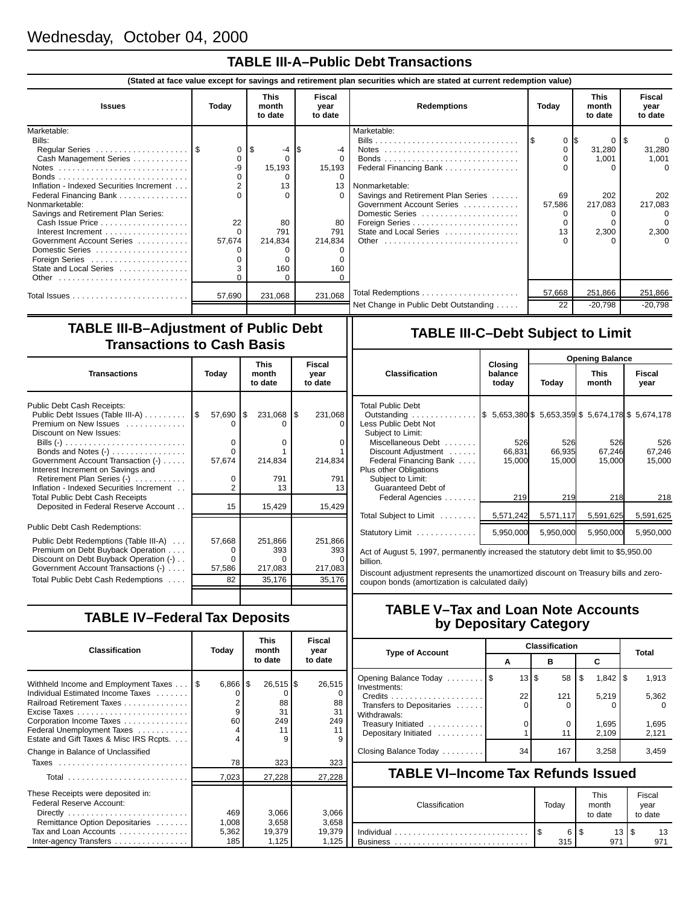Wednesday, October 04, 2000

## TABLE III-A–Public Debt Transactions

(Stated at face value except for savings and retirement plan securities which are stated at current redemption value)

| Issues | Today | This month to date | Fiscal year to date |
|---|---|---|---|
| Marketable: | | | |
| Bills: | | | |
| Regular Series | $ 0 | $ -4 | $ -4 |
| Cash Management Series | 0 | 0 | 0 |
| Notes | -9 | 15,193 | 15,193 |
| Bonds | 0 | 0 | 0 |
| Inflation - Indexed Securities Increment | 2 | 13 | 13 |
| Federal Financing Bank | 0 | 0 | 0 |
| Nonmarketable: | | | |
| Savings and Retirement Plan Series: | | | |
| Cash Issue Price | 22 | 80 | 80 |
| Interest Increment | 0 | 791 | 791 |
| Government Account Series | 57,674 | 214,834 | 214,834 |
| Domestic Series | 0 | 0 | 0 |
| Foreign Series | 0 | 0 | 0 |
| State and Local Series | 3 | 160 | 160 |
| Other | 0 | 0 | 0 |
| Total Issues | 57,690 | 231,068 | 231,068 |

| Redemptions | Today | This month to date | Fiscal year to date |
|---|---|---|---|
| Marketable: | | | |
| Bills | $ 0 | $ 0 | $ 0 |
| Notes | 0 | 31,280 | 31,280 |
| Bonds | 0 | 1,001 | 1,001 |
| Federal Financing Bank | 0 | 0 | 0 |
| Nonmarketable: | | | |
| Savings and Retirement Plan Series | 69 | 202 | 202 |
| Government Account Series | 57,586 | 217,083 | 217,083 |
| Domestic Series | 0 | 0 | 0 |
| Foreign Series | 0 | 0 | 0 |
| State and Local Series | 13 | 2,300 | 2,300 |
| Other | 0 | 0 | 0 |
| Total Redemptions | 57,668 | 251,866 | 251,866 |
| Net Change in Public Debt Outstanding | 22 | -20,798 | -20,798 |

## TABLE III-B–Adjustment of Public Debt Transactions to Cash Basis

| Transactions | Today | This month to date | Fiscal year to date |
|---|---|---|---|
| Public Debt Cash Receipts: | | | |
| Public Debt Issues (Table III-A) | $ 57,690 | $ 231,068 | $ 231,068 |
| Premium on New Issues | 0 | 0 | 0 |
| Discount on New Issues: | | | |
| Bills (-) | 0 | 0 | 0 |
| Bonds and Notes (-) | 0 | 1 | 1 |
| Government Account Transaction (-) | 57,674 | 214,834 | 214,834 |
| Interest Increment on Savings and Retirement Plan Series (-) | 0 | 791 | 791 |
| Inflation - Indexed Securities Increment | 2 | 13 | 13 |
| Total Public Debt Cash Receipts Deposited in Federal Reserve Account | 15 | 15,429 | 15,429 |
| Public Debt Cash Redemptions: | | | |
| Public Debt Redemptions (Table III-A) | 57,668 | 251,866 | 251,866 |
| Premium on Debt Buyback Operation | 0 | 393 | 393 |
| Discount on Debt Buyback Operation (-) | 0 | 0 | 0 |
| Government Account Transactions (-) | 57,586 | 217,083 | 217,083 |
| Total Public Debt Cash Redemptions | 82 | 35,176 | 35,176 |

## TABLE III-C–Debt Subject to Limit

| Classification | Closing balance today | Opening Balance | | |
|---|---|---|---|---|
| | | Today | This month | Fiscal year |
| Total Public Debt Outstanding | $ 5,653,380 | $ 5,653,359 | $ 5,674,178 | $ 5,674,178 |
| Less Public Debt Not Subject to Limit: | | | | |
| Miscellaneous Debt | 526 | 526 | 526 | 526 |
| Discount Adjustment | 66,831 | 66,935 | 67,246 | 67,246 |
| Federal Financing Bank | 15,000 | 15,000 | 15,000 | 15,000 |
| Plus other Obligations Subject to Limit: | | | | |
| Guaranteed Debt of Federal Agencies | 219 | 219 | 218 | 218 |
| Total Subject to Limit | 5,571,242 | 5,571,117 | 5,591,625 | 5,591,625 |
| Statutory Limit | 5,950,000 | 5,950,000 | 5,950,000 | 5,950,000 |

Act of August 5, 1997, permanently increased the statutory debt limit to $5,950.00 billion.

Discount adjustment represents the unamortized discount on Treasury bills and zero-coupon bonds (amortization is calculated daily)

## TABLE IV–Federal Tax Deposits

| Classification | Today | This month to date | Fiscal year to date |
|---|---|---|---|
| Withheld Income and Employment Taxes | $ 6,866 | $ 26,515 | $ 26,515 |
| Individual Estimated Income Taxes | 0 | 0 | 0 |
| Railroad Retirement Taxes | 2 | 88 | 88 |
| Excise Taxes | 9 | 31 | 31 |
| Corporation Income Taxes | 60 | 249 | 249 |
| Federal Unemployment Taxes | 4 | 11 | 11 |
| Estate and Gift Taxes & Misc IRS Rcpts. | 4 | 9 | 9 |
| Change in Balance of Unclassified Taxes | 78 | 323 | 323 |
| Total | 7,023 | 27,228 | 27,228 |
| These Receipts were deposited in: | | | |
| Federal Reserve Account: | | | |
| Directly | 469 | 3,066 | 3,066 |
| Remittance Option Depositaries | 1,008 | 3,658 | 3,658 |
| Tax and Loan Accounts | 5,362 | 19,379 | 19,379 |
| Inter-agency Transfers | 185 | 1,125 | 1,125 |

## TABLE V–Tax and Loan Note Accounts by Depositary Category

| Type of Account | Classification | | | Total |
|---|---|---|---|---|
| | A | B | C | |
| Opening Balance Today | $ 13 | $ 58 | $ 1,842 | $ 1,913 |
| Investments: | | | | |
| Credits | 22 | 121 | 5,219 | 5,362 |
| Transfers to Depositaries | 0 | 0 | 0 | 0 |
| Withdrawals: | | | | |
| Treasury Initiated | 0 | 0 | 1,695 | 1,695 |
| Depositary Initiated | 1 | 11 | 2,109 | 2,121 |
| Closing Balance Today | 34 | 167 | 3,258 | 3,459 |

## TABLE VI–Income Tax Refunds Issued

| Classification | Today | This month to date | Fiscal year to date |
|---|---|---|---|
| Individual | $ 6 | $ 13 | $ 13 |
| Business | 315 | 971 | 971 |